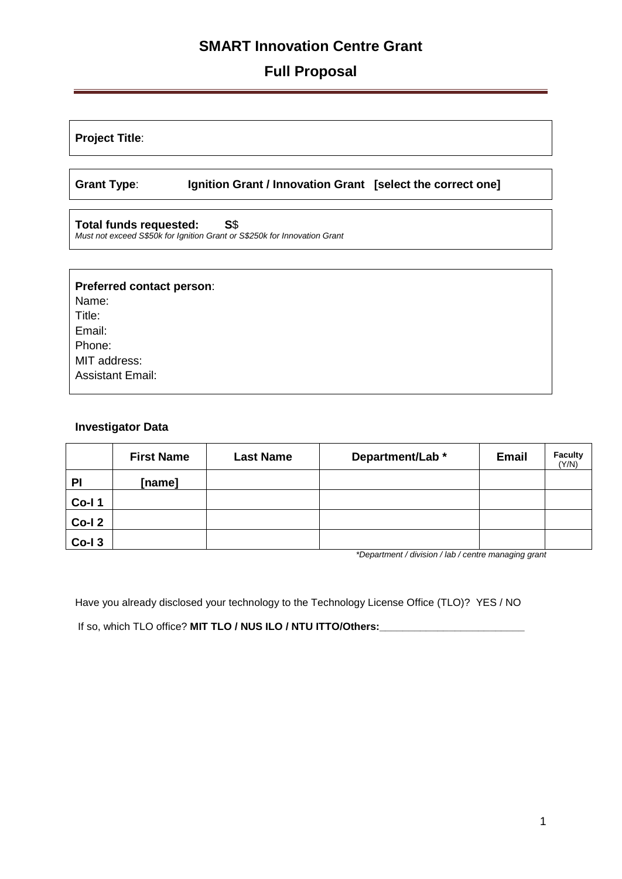# SMART Innovation Centre Grant

## Full Proposal

---

**Project Title**:

**Grant Type**: **Ignition Grant / Innovation Grant [select the correct one]**

**Total funds requested: S**$
*Must not exceed S$50k for Ignition Grant or S$250k for Innovation Grant*

**Preferred contact person**:
Name:
Title:
Email:
Phone:
MIT address:
Assistant Email:

**Investigator Data**

| | First Name | Last Name | Department/Lab * | Email | Faculty (Y/N) |
|---|---|---|---|---|---|
| **PI** | **[name]** | | | | |
| **Co-I 1** | | | | | |
| **Co-I 2** | | | | | |
| **Co-I 3** | | | | | |

*\*Department / division / lab / centre managing grant*

Have you already disclosed your technology to the Technology License Office (TLO)? YES / NO

If so, which TLO office? **MIT TLO / NUS ILO / NTU ITTO/Others:__________________________**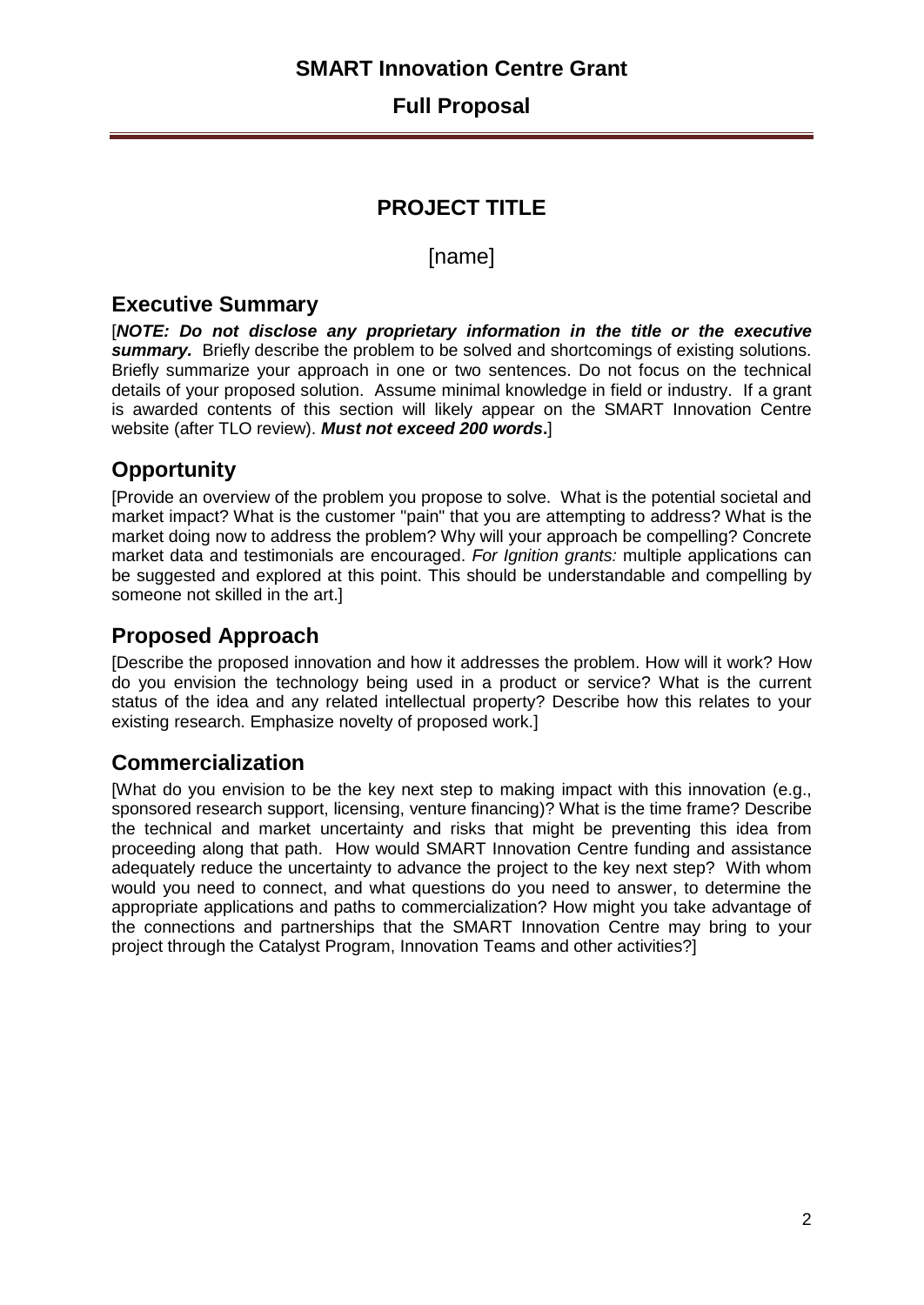# SMART Innovation Centre Grant

## Full Proposal

## PROJECT TITLE

[name]

## Executive Summary

[***NOTE: Do not disclose any proprietary information in the title or the executive summary.*** Briefly describe the problem to be solved and shortcomings of existing solutions. Briefly summarize your approach in one or two sentences. Do not focus on the technical details of your proposed solution. Assume minimal knowledge in field or industry. If a grant is awarded contents of this section will likely appear on the SMART Innovation Centre website (after TLO review). ***Must not exceed 200 words*.**]

## Opportunity

[Provide an overview of the problem you propose to solve. What is the potential societal and market impact? What is the customer "pain" that you are attempting to address? What is the market doing now to address the problem? Why will your approach be compelling? Concrete market data and testimonials are encouraged. *For Ignition grants:* multiple applications can be suggested and explored at this point. This should be understandable and compelling by someone not skilled in the art.]

## Proposed Approach

[Describe the proposed innovation and how it addresses the problem. How will it work? How do you envision the technology being used in a product or service? What is the current status of the idea and any related intellectual property? Describe how this relates to your existing research. Emphasize novelty of proposed work.]

## Commercialization

[What do you envision to be the key next step to making impact with this innovation (e.g., sponsored research support, licensing, venture financing)? What is the time frame? Describe the technical and market uncertainty and risks that might be preventing this idea from proceeding along that path. How would SMART Innovation Centre funding and assistance adequately reduce the uncertainty to advance the project to the key next step? With whom would you need to connect, and what questions do you need to answer, to determine the appropriate applications and paths to commercialization? How might you take advantage of the connections and partnerships that the SMART Innovation Centre may bring to your project through the Catalyst Program, Innovation Teams and other activities?]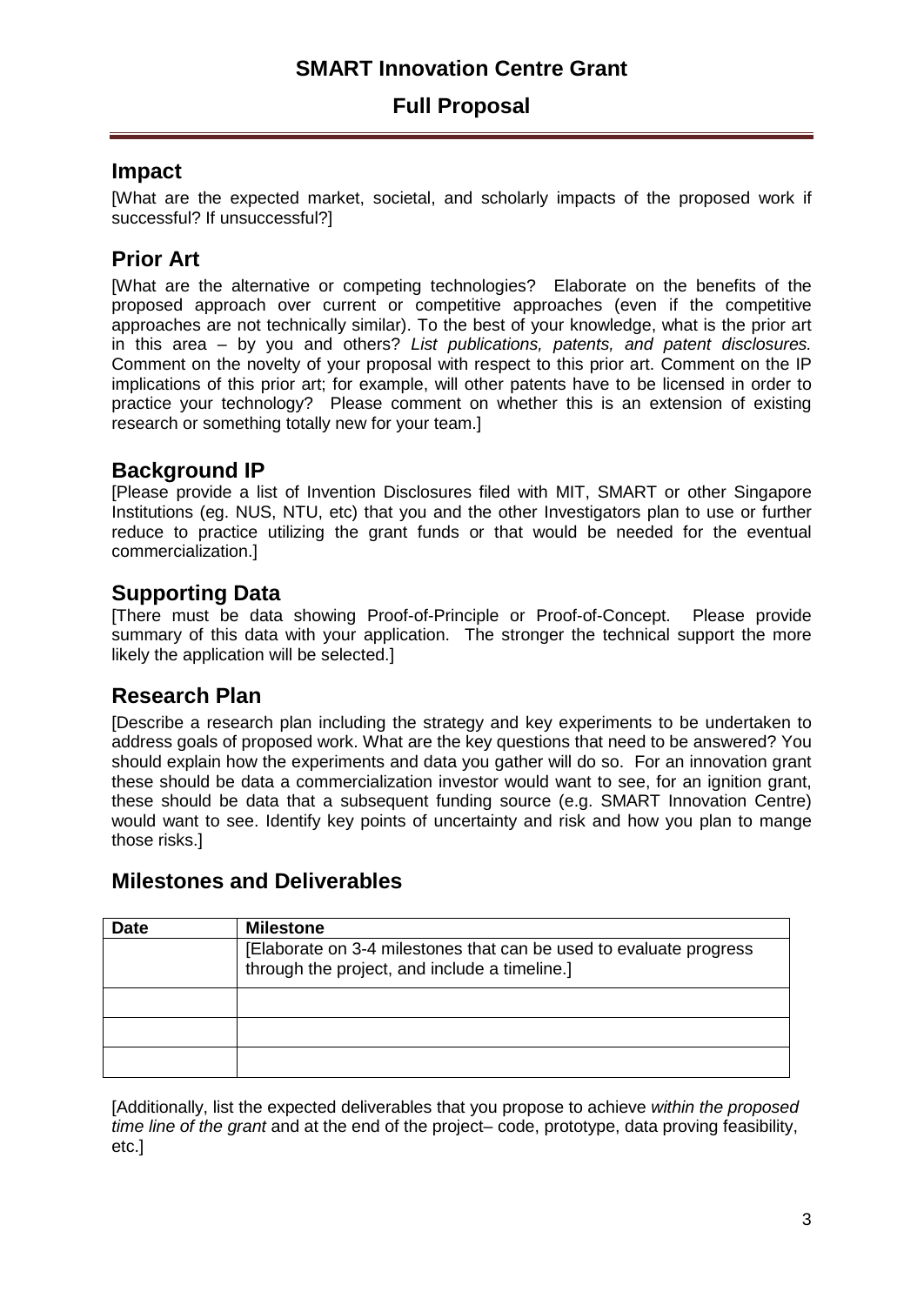# SMART Innovation Centre Grant

## Full Proposal

## Impact

[What are the expected market, societal, and scholarly impacts of the proposed work if successful? If unsuccessful?]

## Prior Art

[What are the alternative or competing technologies? Elaborate on the benefits of the proposed approach over current or competitive approaches (even if the competitive approaches are not technically similar). To the best of your knowledge, what is the prior art in this area – by you and others? *List publications, patents, and patent disclosures.* Comment on the novelty of your proposal with respect to this prior art. Comment on the IP implications of this prior art; for example, will other patents have to be licensed in order to practice your technology? Please comment on whether this is an extension of existing research or something totally new for your team.]

## Background IP

[Please provide a list of Invention Disclosures filed with MIT, SMART or other Singapore Institutions (eg. NUS, NTU, etc) that you and the other Investigators plan to use or further reduce to practice utilizing the grant funds or that would be needed for the eventual commercialization.]

## Supporting Data

[There must be data showing Proof-of-Principle or Proof-of-Concept. Please provide summary of this data with your application. The stronger the technical support the more likely the application will be selected.]

## Research Plan

[Describe a research plan including the strategy and key experiments to be undertaken to address goals of proposed work. What are the key questions that need to be answered? You should explain how the experiments and data you gather will do so. For an innovation grant these should be data a commercialization investor would want to see, for an ignition grant, these should be data that a subsequent funding source (e.g. SMART Innovation Centre) would want to see. Identify key points of uncertainty and risk and how you plan to mange those risks.]

## Milestones and Deliverables

| Date | Milestone |
|---|---|
| | [Elaborate on 3-4 milestones that can be used to evaluate progress through the project, and include a timeline.] |
| | |
| | |
| | |

[Additionally, list the expected deliverables that you propose to achieve *within the proposed time line of the grant* and at the end of the project– code, prototype, data proving feasibility, etc.]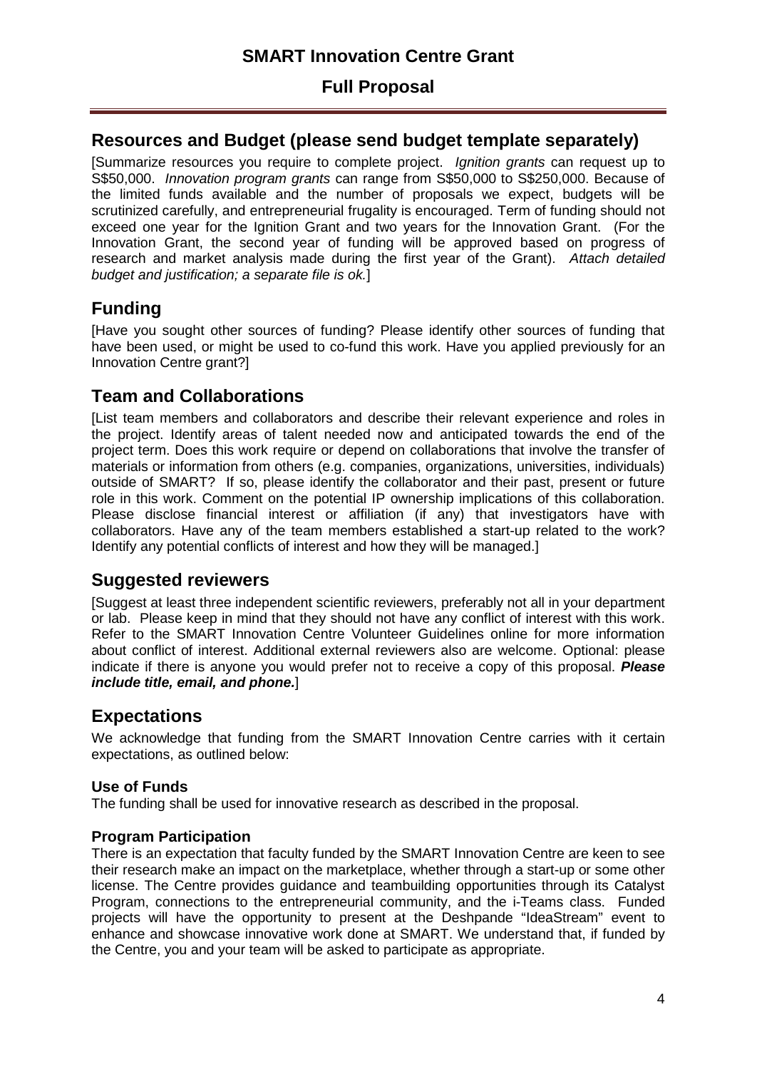# SMART Innovation Centre Grant

## Full Proposal

## Resources and Budget (please send budget template separately)

[Summarize resources you require to complete project. *Ignition grants* can request up to S$50,000. *Innovation program grants* can range from S$50,000 to S$250,000. Because of the limited funds available and the number of proposals we expect, budgets will be scrutinized carefully, and entrepreneurial frugality is encouraged. Term of funding should not exceed one year for the Ignition Grant and two years for the Innovation Grant. (For the Innovation Grant, the second year of funding will be approved based on progress of research and market analysis made during the first year of the Grant). *Attach detailed budget and justification; a separate file is ok.*]

## Funding

[Have you sought other sources of funding? Please identify other sources of funding that have been used, or might be used to co-fund this work. Have you applied previously for an Innovation Centre grant?]

## Team and Collaborations

[List team members and collaborators and describe their relevant experience and roles in the project. Identify areas of talent needed now and anticipated towards the end of the project term. Does this work require or depend on collaborations that involve the transfer of materials or information from others (e.g. companies, organizations, universities, individuals) outside of SMART? If so, please identify the collaborator and their past, present or future role in this work. Comment on the potential IP ownership implications of this collaboration. Please disclose financial interest or affiliation (if any) that investigators have with collaborators. Have any of the team members established a start-up related to the work? Identify any potential conflicts of interest and how they will be managed.]

## Suggested reviewers

[Suggest at least three independent scientific reviewers, preferably not all in your department or lab. Please keep in mind that they should not have any conflict of interest with this work. Refer to the SMART Innovation Centre Volunteer Guidelines online for more information about conflict of interest. Additional external reviewers also are welcome. Optional: please indicate if there is anyone you would prefer not to receive a copy of this proposal. ***Please include title, email, and phone.***]

## Expectations

We acknowledge that funding from the SMART Innovation Centre carries with it certain expectations, as outlined below:

### Use of Funds

The funding shall be used for innovative research as described in the proposal.

### Program Participation

There is an expectation that faculty funded by the SMART Innovation Centre are keen to see their research make an impact on the marketplace, whether through a start-up or some other license. The Centre provides guidance and teambuilding opportunities through its Catalyst Program, connections to the entrepreneurial community, and the i-Teams class. Funded projects will have the opportunity to present at the Deshpande "IdeaStream" event to enhance and showcase innovative work done at SMART. We understand that, if funded by the Centre, you and your team will be asked to participate as appropriate.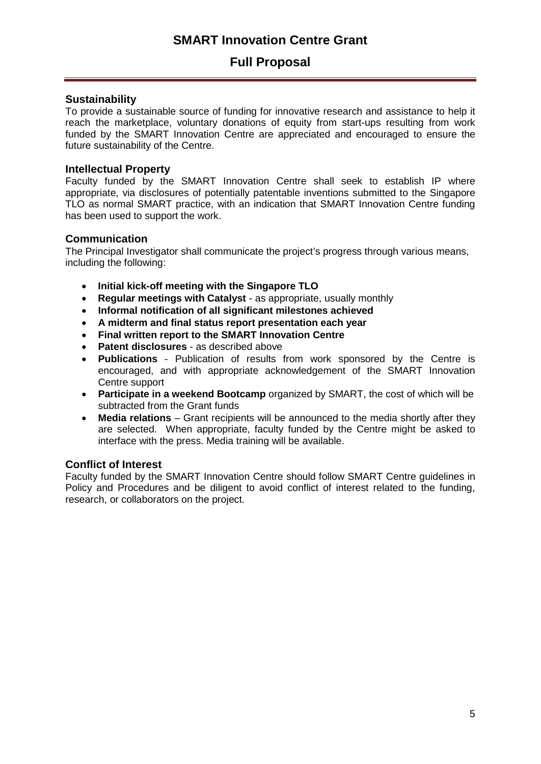## Sustainability

To provide a sustainable source of funding for innovative research and assistance to help it reach the marketplace, voluntary donations of equity from start-ups resulting from work funded by the SMART Innovation Centre are appreciated and encouraged to ensure the future sustainability of the Centre.

## Intellectual Property

Faculty funded by the SMART Innovation Centre shall seek to establish IP where appropriate, via disclosures of potentially patentable inventions submitted to the Singapore TLO as normal SMART practice, with an indication that SMART Innovation Centre funding has been used to support the work.

## Communication

The Principal Investigator shall communicate the project's progress through various means, including the following:

- **Initial kick-off meeting with the Singapore TLO**
- **Regular meetings with Catalyst** - as appropriate, usually monthly
- **Informal notification of all significant milestones achieved**
- **A midterm and final status report presentation each year**
- **Final written report to the SMART Innovation Centre**
- **Patent disclosures** - as described above
- **Publications** - Publication of results from work sponsored by the Centre is encouraged, and with appropriate acknowledgement of the SMART Innovation Centre support
- **Participate in a weekend Bootcamp** organized by SMART, the cost of which will be subtracted from the Grant funds
- **Media relations** – Grant recipients will be announced to the media shortly after they are selected. When appropriate, faculty funded by the Centre might be asked to interface with the press. Media training will be available.

## Conflict of Interest

Faculty funded by the SMART Innovation Centre should follow SMART Centre guidelines in Policy and Procedures and be diligent to avoid conflict of interest related to the funding, research, or collaborators on the project.